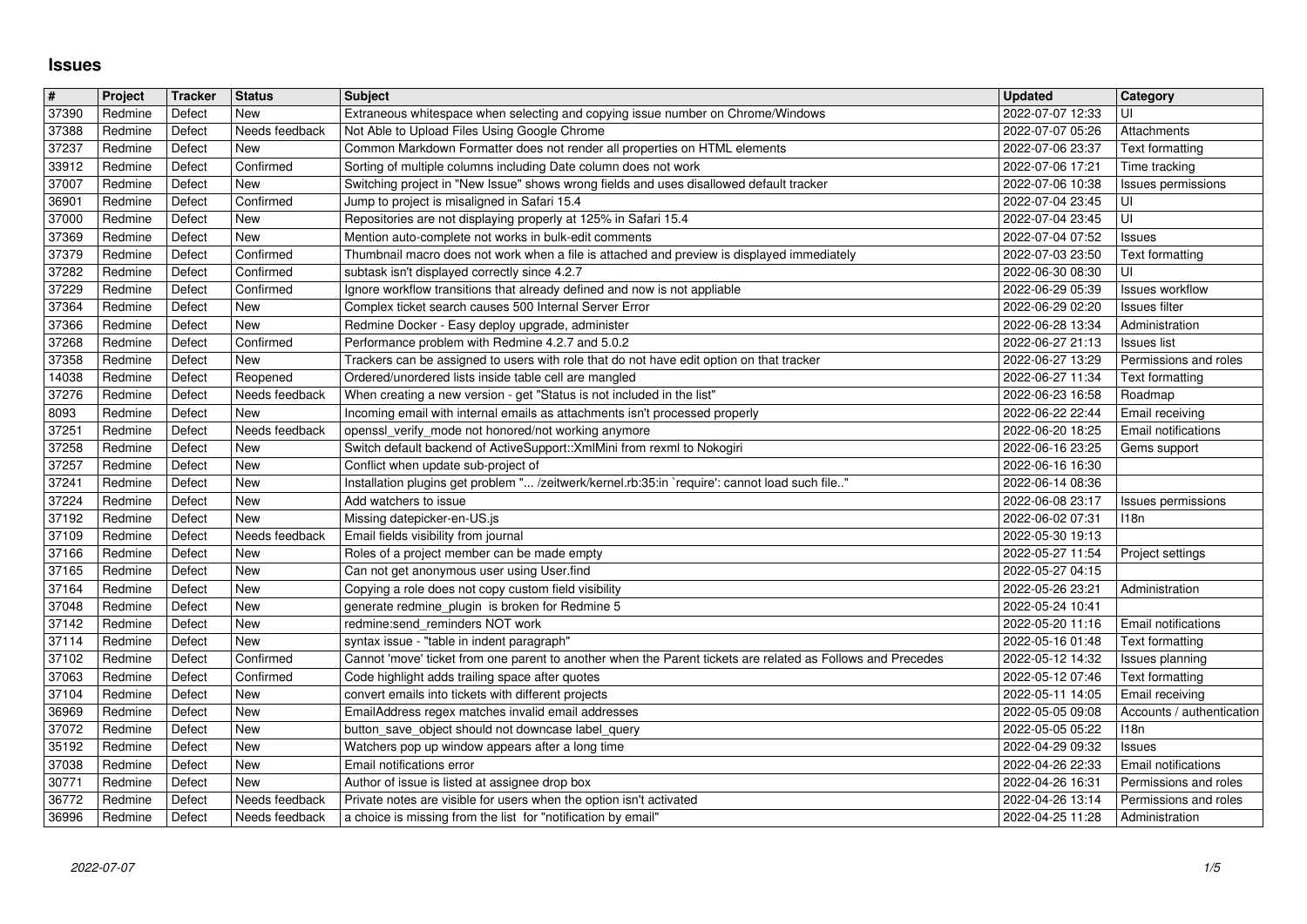# Issues

| # | Project | Tracker | Status | Subject | Updated | Category |
|---|---|---|---|---|---|---|
| 37390 | Redmine | Defect | New | Extraneous whitespace when selecting and copying issue number on Chrome/Windows | 2022-07-07 12:33 | UI |
| 37388 | Redmine | Defect | Needs feedback | Not Able to Upload Files Using Google Chrome | 2022-07-07 05:26 | Attachments |
| 37237 | Redmine | Defect | New | Common Markdown Formatter does not render all properties on HTML elements | 2022-07-06 23:37 | Text formatting |
| 33912 | Redmine | Defect | Confirmed | Sorting of multiple columns including Date column does not work | 2022-07-06 17:21 | Time tracking |
| 37007 | Redmine | Defect | New | Switching project in "New Issue" shows wrong fields and uses disallowed default tracker | 2022-07-06 10:38 | Issues permissions |
| 36901 | Redmine | Defect | Confirmed | Jump to project is misaligned in Safari 15.4 | 2022-07-04 23:45 | UI |
| 37000 | Redmine | Defect | New | Repositories are not displaying properly at 125% in Safari 15.4 | 2022-07-04 23:45 | UI |
| 37369 | Redmine | Defect | New | Mention auto-complete not works in bulk-edit comments | 2022-07-04 07:52 | Issues |
| 37379 | Redmine | Defect | Confirmed | Thumbnail macro does not work when a file is attached and preview is displayed immediately | 2022-07-03 23:50 | Text formatting |
| 37282 | Redmine | Defect | Confirmed | subtask isn't displayed correctly since 4.2.7 | 2022-06-30 08:30 | UI |
| 37229 | Redmine | Defect | Confirmed | Ignore workflow transitions that already defined and now is not appliable | 2022-06-29 05:39 | Issues workflow |
| 37364 | Redmine | Defect | New | Complex ticket search causes 500 Internal Server Error | 2022-06-29 02:20 | Issues filter |
| 37366 | Redmine | Defect | New | Redmine Docker - Easy deploy upgrade, administer | 2022-06-28 13:34 | Administration |
| 37268 | Redmine | Defect | Confirmed | Performance problem with Redmine 4.2.7 and 5.0.2 | 2022-06-27 21:13 | Issues list |
| 37358 | Redmine | Defect | New | Trackers can be assigned to users with role that do not have edit option on that tracker | 2022-06-27 13:29 | Permissions and roles |
| 14038 | Redmine | Defect | Reopened | Ordered/unordered lists inside table cell are mangled | 2022-06-27 11:34 | Text formatting |
| 37276 | Redmine | Defect | Needs feedback | When creating a new version - get "Status is not included in the list" | 2022-06-23 16:58 | Roadmap |
| 8093 | Redmine | Defect | New | Incoming email with internal emails as attachments isn't processed properly | 2022-06-22 22:44 | Email receiving |
| 37251 | Redmine | Defect | Needs feedback | openssl_verify_mode not honored/not working anymore | 2022-06-20 18:25 | Email notifications |
| 37258 | Redmine | Defect | New | Switch default backend of ActiveSupport::XmlMini from rexml to Nokogiri | 2022-06-16 23:25 | Gems support |
| 37257 | Redmine | Defect | New | Conflict when update sub-project of | 2022-06-16 16:30 | |
| 37241 | Redmine | Defect | New | Installation plugins get problem "... /zeitwerk/kernel.rb:35:in `require': cannot load such file.." | 2022-06-14 08:36 | |
| 37224 | Redmine | Defect | New | Add watchers to issue | 2022-06-08 23:17 | Issues permissions |
| 37192 | Redmine | Defect | New | Missing datepicker-en-US.js | 2022-06-02 07:31 | I18n |
| 37109 | Redmine | Defect | Needs feedback | Email fields visibility from journal | 2022-05-30 19:13 | |
| 37166 | Redmine | Defect | New | Roles of a project member can be made empty | 2022-05-27 11:54 | Project settings |
| 37165 | Redmine | Defect | New | Can not get anonymous user using User.find | 2022-05-27 04:15 | |
| 37164 | Redmine | Defect | New | Copying a role does not copy custom field visibility | 2022-05-26 23:21 | Administration |
| 37048 | Redmine | Defect | New | generate redmine_plugin is broken for Redmine 5 | 2022-05-24 10:41 | |
| 37142 | Redmine | Defect | New | redmine:send_reminders NOT work | 2022-05-20 11:16 | Email notifications |
| 37114 | Redmine | Defect | New | syntax issue - "table in indent paragraph" | 2022-05-16 01:48 | Text formatting |
| 37102 | Redmine | Defect | Confirmed | Cannot 'move' ticket from one parent to another when the Parent tickets are related as Follows and Precedes | 2022-05-12 14:32 | Issues planning |
| 37063 | Redmine | Defect | Confirmed | Code highlight adds trailing space after quotes | 2022-05-12 07:46 | Text formatting |
| 37104 | Redmine | Defect | New | convert emails into tickets with different projects | 2022-05-11 14:05 | Email receiving |
| 36969 | Redmine | Defect | New | EmailAddress regex matches invalid email addresses | 2022-05-05 09:08 | Accounts / authentication |
| 37072 | Redmine | Defect | New | button_save_object should not downcase label_query | 2022-05-05 05:22 | I18n |
| 35192 | Redmine | Defect | New | Watchers pop up window appears after a long time | 2022-04-29 09:32 | Issues |
| 37038 | Redmine | Defect | New | Email notifications error | 2022-04-26 22:33 | Email notifications |
| 30771 | Redmine | Defect | New | Author of issue is listed at assignee drop box | 2022-04-26 16:31 | Permissions and roles |
| 36772 | Redmine | Defect | Needs feedback | Private notes are visible for users when the option isn't activated | 2022-04-26 13:14 | Permissions and roles |
| 36996 | Redmine | Defect | Needs feedback | a choice is missing from the list for "notification by email" | 2022-04-25 11:28 | Administration |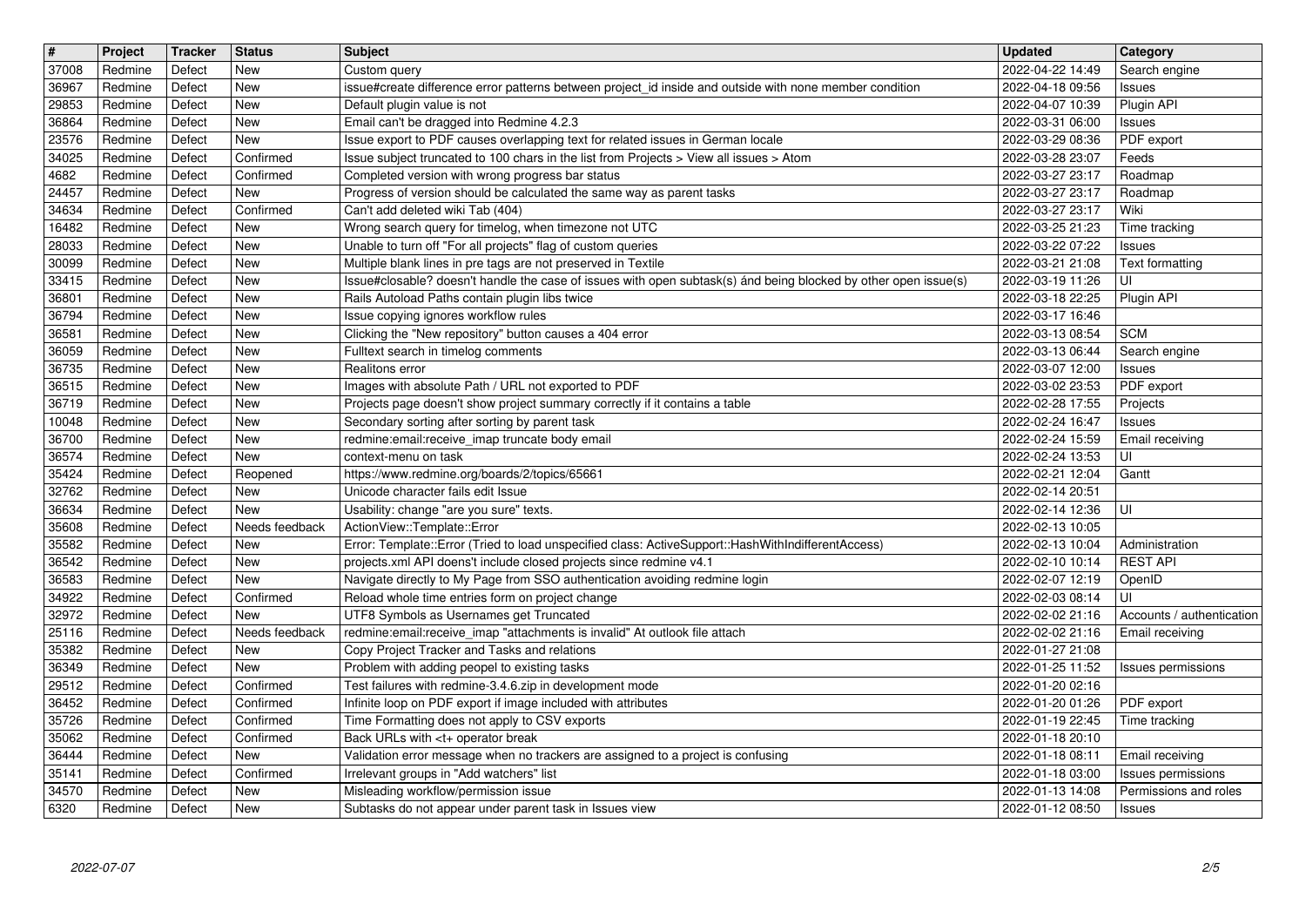| # | Project | Tracker | Status | Subject | Updated | Category |
| --- | --- | --- | --- | --- | --- | --- |
| 37008 | Redmine | Defect | New | Custom query | 2022-04-22 14:49 | Search engine |
| 36967 | Redmine | Defect | New | issue#create difference error patterns between project_id inside and outside with none member condition | 2022-04-18 09:56 | Issues |
| 29853 | Redmine | Defect | New | Default plugin value is not | 2022-04-07 10:39 | Plugin API |
| 36864 | Redmine | Defect | New | Email can't be dragged into Redmine 4.2.3 | 2022-03-31 06:00 | Issues |
| 23576 | Redmine | Defect | New | Issue export to PDF causes overlapping text for related issues in German locale | 2022-03-29 08:36 | PDF export |
| 34025 | Redmine | Defect | Confirmed | Issue subject truncated to 100 chars in the list from Projects > View all issues > Atom | 2022-03-28 23:07 | Feeds |
| 4682 | Redmine | Defect | Confirmed | Completed version with wrong progress bar status | 2022-03-27 23:17 | Roadmap |
| 24457 | Redmine | Defect | New | Progress of version should be calculated the same way as parent tasks | 2022-03-27 23:17 | Roadmap |
| 34634 | Redmine | Defect | Confirmed | Can't add deleted wiki Tab (404) | 2022-03-27 23:17 | Wiki |
| 16482 | Redmine | Defect | New | Wrong search query for timelog, when timezone not UTC | 2022-03-25 21:23 | Time tracking |
| 28033 | Redmine | Defect | New | Unable to turn off "For all projects" flag of custom queries | 2022-03-22 07:22 | Issues |
| 30099 | Redmine | Defect | New | Multiple blank lines in pre tags are not preserved in Textile | 2022-03-21 21:08 | Text formatting |
| 33415 | Redmine | Defect | New | Issue#closable? doesn't handle the case of issues with open subtask(s) ánd being blocked by other open issue(s) | 2022-03-19 11:26 | UI |
| 36801 | Redmine | Defect | New | Rails Autoload Paths contain plugin libs twice | 2022-03-18 22:25 | Plugin API |
| 36794 | Redmine | Defect | New | Issue copying ignores workflow rules | 2022-03-17 16:46 | |
| 36581 | Redmine | Defect | New | Clicking the "New repository" button causes a 404 error | 2022-03-13 08:54 | SCM |
| 36059 | Redmine | Defect | New | Fulltext search in timelog comments | 2022-03-13 06:44 | Search engine |
| 36735 | Redmine | Defect | New | Realitons error | 2022-03-07 12:00 | Issues |
| 36515 | Redmine | Defect | New | Images with absolute Path / URL not exported to PDF | 2022-03-02 23:53 | PDF export |
| 36719 | Redmine | Defect | New | Projects page doesn't show project summary correctly if it contains a table | 2022-02-28 17:55 | Projects |
| 10048 | Redmine | Defect | New | Secondary sorting after sorting by parent task | 2022-02-24 16:47 | Issues |
| 36700 | Redmine | Defect | New | redmine:email:receive_imap truncate body email | 2022-02-24 15:59 | Email receiving |
| 36574 | Redmine | Defect | New | context-menu on task | 2022-02-24 13:53 | UI |
| 35424 | Redmine | Defect | Reopened | https://www.redmine.org/boards/2/topics/65661 | 2022-02-21 12:04 | Gantt |
| 32762 | Redmine | Defect | New | Unicode character fails edit Issue | 2022-02-14 20:51 | |
| 36634 | Redmine | Defect | New | Usability: change "are you sure" texts. | 2022-02-14 12:36 | UI |
| 35608 | Redmine | Defect | Needs feedback | ActionView::Template::Error | 2022-02-13 10:05 | |
| 35582 | Redmine | Defect | New | Error: Template::Error (Tried to load unspecified class: ActiveSupport::HashWithIndifferentAccess) | 2022-02-13 10:04 | Administration |
| 36542 | Redmine | Defect | New | projects.xml API doens't include closed projects since redmine v4.1 | 2022-02-10 10:14 | REST API |
| 36583 | Redmine | Defect | New | Navigate directly to My Page from SSO authentication avoiding redmine login | 2022-02-07 12:19 | OpenID |
| 34922 | Redmine | Defect | Confirmed | Reload whole time entries form on project change | 2022-02-03 08:14 | UI |
| 32972 | Redmine | Defect | New | UTF8 Symbols as Usernames get Truncated | 2022-02-02 21:16 | Accounts / authentication |
| 25116 | Redmine | Defect | Needs feedback | redmine:email:receive_imap "attachments is invalid" At outlook file attach | 2022-02-02 21:16 | Email receiving |
| 35382 | Redmine | Defect | New | Copy Project Tracker and Tasks and relations | 2022-01-27 21:08 | |
| 36349 | Redmine | Defect | New | Problem with adding peopel to existing tasks | 2022-01-25 11:52 | Issues permissions |
| 29512 | Redmine | Defect | Confirmed | Test failures with redmine-3.4.6.zip in development mode | 2022-01-20 02:16 | |
| 36452 | Redmine | Defect | Confirmed | Infinite loop on PDF export if image included with attributes | 2022-01-20 01:26 | PDF export |
| 35726 | Redmine | Defect | Confirmed | Time Formatting does not apply to CSV exports | 2022-01-19 22:45 | Time tracking |
| 35062 | Redmine | Defect | Confirmed | Back URLs with <t+ operator break | 2022-01-18 20:10 | |
| 36444 | Redmine | Defect | New | Validation error message when no trackers are assigned to a project is confusing | 2022-01-18 08:11 | Email receiving |
| 35141 | Redmine | Defect | Confirmed | Irrelevant groups in "Add watchers" list | 2022-01-18 03:00 | Issues permissions |
| 34570 | Redmine | Defect | New | Misleading workflow/permission issue | 2022-01-13 14:08 | Permissions and roles |
| 6320 | Redmine | Defect | New | Subtasks do not appear under parent task in Issues view | 2022-01-12 08:50 | Issues |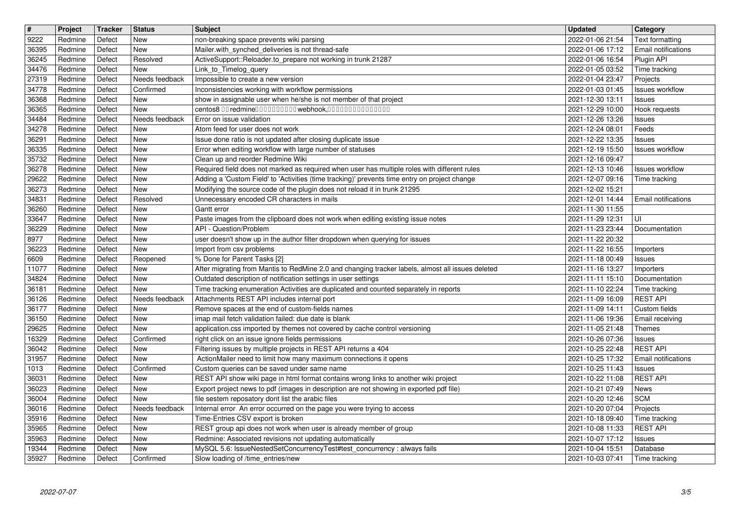| # | Project | Tracker | Status | Subject | Updated | Category |
| --- | --- | --- | --- | --- | --- | --- |
| 9222 | Redmine | Defect | New | non-breaking space prevents wiki parsing | 2022-01-06 21:54 | Text formatting |
| 36395 | Redmine | Defect | New | Mailer.with_synched_deliveries is not thread-safe | 2022-01-06 17:12 | Email notifications |
| 36245 | Redmine | Defect | Resolved | ActiveSupport::Reloader.to_prepare not working in trunk 21287 | 2022-01-06 16:54 | Plugin API |
| 34476 | Redmine | Defect | New | Link_to_Timelog_query | 2022-01-05 03:52 | Time tracking |
| 27319 | Redmine | Defect | Needs feedback | Impossible to create a new version | 2022-01-04 23:47 | Projects |
| 34778 | Redmine | Defect | Confirmed | Inconsistencies working with workflow permissions | 2022-01-03 01:45 | Issues workflow |
| 36368 | Redmine | Defect | New | show in assignable user when he/she is not member of that project | 2021-12-30 13:11 | Issues |
| 36365 | Redmine | Defect | New | centos8 □□ redmine□□□□□□□□□□ webhook,□□□□□□□□□□□□□□□ | 2021-12-29 10:00 | Hook requests |
| 34484 | Redmine | Defect | Needs feedback | Error on issue validation | 2021-12-26 13:26 | Issues |
| 34278 | Redmine | Defect | New | Atom feed for user does not work | 2021-12-24 08:01 | Feeds |
| 36291 | Redmine | Defect | New | Issue done ratio is not updated after closing duplicate issue | 2021-12-22 13:35 | Issues |
| 36335 | Redmine | Defect | New | Error when editing workflow with large number of statuses | 2021-12-19 15:50 | Issues workflow |
| 35732 | Redmine | Defect | New | Clean up and reorder Redmine Wiki | 2021-12-16 09:47 | |
| 36278 | Redmine | Defect | New | Required field does not marked as required when user has multiple roles with different rules | 2021-12-13 10:46 | Issues workflow |
| 29622 | Redmine | Defect | New | Adding a 'Custom Field' to 'Activities (time tracking)' prevents time entry on project change | 2021-12-07 09:16 | Time tracking |
| 36273 | Redmine | Defect | New | Modifying the source code of the plugin does not reload it in trunk 21295 | 2021-12-02 15:21 | |
| 34831 | Redmine | Defect | Resolved | Unnecessary encoded CR characters in mails | 2021-12-01 14:44 | Email notifications |
| 36260 | Redmine | Defect | New | Gantt error | 2021-11-30 11:55 | |
| 33647 | Redmine | Defect | New | Paste images from the clipboard does not work when editing existing issue notes | 2021-11-29 12:31 | UI |
| 36229 | Redmine | Defect | New | API - Question/Problem | 2021-11-23 23:44 | Documentation |
| 8977 | Redmine | Defect | New | user doesn't show up in the author filter dropdown when querying for issues | 2021-11-22 20:32 | |
| 36223 | Redmine | Defect | New | Import from csv problems | 2021-11-22 16:55 | Importers |
| 6609 | Redmine | Defect | Reopened | % Done for Parent Tasks [2] | 2021-11-18 00:49 | Issues |
| 11077 | Redmine | Defect | New | After migrating from Mantis to RedMine 2.0 and changing tracker labels, almost all issues deleted | 2021-11-16 13:27 | Importers |
| 34824 | Redmine | Defect | New | Outdated description of notification settings in user settings | 2021-11-11 15:10 | Documentation |
| 36181 | Redmine | Defect | New | Time tracking enumeration Activities are duplicated and counted separately in reports | 2021-11-10 22:24 | Time tracking |
| 36126 | Redmine | Defect | Needs feedback | Attachments REST API includes internal port | 2021-11-09 16:09 | REST API |
| 36177 | Redmine | Defect | New | Remove spaces at the end of custom-fields names | 2021-11-09 14:11 | Custom fields |
| 36150 | Redmine | Defect | New | imap mail fetch validation failed: due date is blank | 2021-11-06 19:36 | Email receiving |
| 29625 | Redmine | Defect | New | application.css imported by themes not covered by cache control versioning | 2021-11-05 21:48 | Themes |
| 16329 | Redmine | Defect | Confirmed | right click on an issue ignore fields permissions | 2021-10-26 07:36 | Issues |
| 36042 | Redmine | Defect | New | Filtering issues by multiple projects in REST API returns a 404 | 2021-10-25 22:48 | REST API |
| 31957 | Redmine | Defect | New | ActionMailer need to limit how many maximum connections it opens | 2021-10-25 17:32 | Email notifications |
| 1013 | Redmine | Defect | Confirmed | Custom queries can be saved under same name | 2021-10-25 11:43 | Issues |
| 36031 | Redmine | Defect | New | REST API show wiki page in html format contains wrong links to another wiki project | 2021-10-22 11:08 | REST API |
| 36023 | Redmine | Defect | New | Export project news to pdf (images in description are not showing in exported pdf file) | 2021-10-21 07:49 | News |
| 36004 | Redmine | Defect | New | file sestem reposatory dont list the arabic files | 2021-10-20 12:46 | SCM |
| 36016 | Redmine | Defect | Needs feedback | Internal error An error occurred on the page you were trying to access | 2021-10-20 07:04 | Projects |
| 35916 | Redmine | Defect | New | Time-Entries CSV export is broken | 2021-10-18 09:40 | Time tracking |
| 35965 | Redmine | Defect | New | REST group api does not work when user is already member of group | 2021-10-08 11:33 | REST API |
| 35963 | Redmine | Defect | New | Redmine: Associated revisions not updating automatically | 2021-10-07 17:12 | Issues |
| 19344 | Redmine | Defect | New | MySQL 5.6: IssueNestedSetConcurrencyTest#test_concurrency : always fails | 2021-10-04 15:51 | Database |
| 35927 | Redmine | Defect | Confirmed | Slow loading of /time_entries/new | 2021-10-03 07:41 | Time tracking |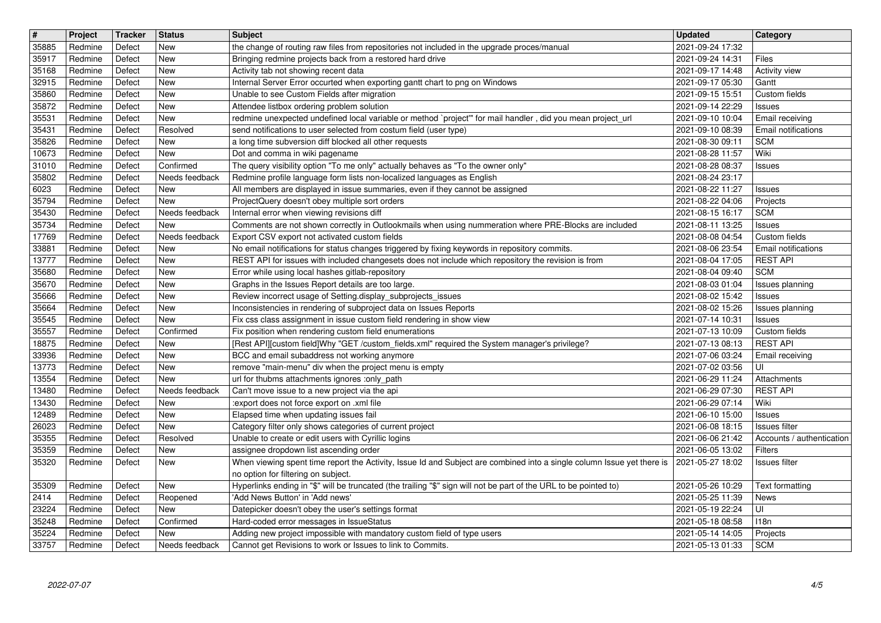| # | Project | Tracker | Status | Subject | Updated | Category |
|---|---|---|---|---|---|---|
| 35885 | Redmine | Defect | New | the change of routing raw files from repositories not included in the upgrade proces/manual | 2021-09-24 17:32 | |
| 35917 | Redmine | Defect | New | Bringing redmine projects back from a restored hard drive | 2021-09-24 14:31 | Files |
| 35168 | Redmine | Defect | New | Activity tab not showing recent data | 2021-09-17 14:48 | Activity view |
| 32915 | Redmine | Defect | New | Internal Server Error occurted when exporting gantt chart to png on Windows | 2021-09-17 05:30 | Gantt |
| 35860 | Redmine | Defect | New | Unable to see Custom Fields after migration | 2021-09-15 15:51 | Custom fields |
| 35872 | Redmine | Defect | New | Attendee listbox ordering problem solution | 2021-09-14 22:29 | Issues |
| 35531 | Redmine | Defect | New | redmine unexpected undefined local variable or method `project'" for mail handler , did you mean project_url | 2021-09-10 10:04 | Email receiving |
| 35431 | Redmine | Defect | Resolved | send notifications to user selected from costum field (user type) | 2021-09-10 08:39 | Email notifications |
| 35826 | Redmine | Defect | New | a long time subversion diff blocked all other requests | 2021-08-30 09:11 | SCM |
| 10673 | Redmine | Defect | New | Dot and comma in wiki pagename | 2021-08-28 11:57 | Wiki |
| 31010 | Redmine | Defect | Confirmed | The query visibility option "To me only" actually behaves as "To the owner only" | 2021-08-28 08:37 | Issues |
| 35802 | Redmine | Defect | Needs feedback | Redmine profile language form lists non-localized languages as English | 2021-08-24 23:17 | |
| 6023 | Redmine | Defect | New | All members are displayed in issue summaries, even if they cannot be assigned | 2021-08-22 11:27 | Issues |
| 35794 | Redmine | Defect | New | ProjectQuery doesn't obey multiple sort orders | 2021-08-22 04:06 | Projects |
| 35430 | Redmine | Defect | Needs feedback | Internal error when viewing revisions diff | 2021-08-15 16:17 | SCM |
| 35734 | Redmine | Defect | New | Comments are not shown correctly in Outlookmails when using nummeration where PRE-Blocks are included | 2021-08-11 13:25 | Issues |
| 17769 | Redmine | Defect | Needs feedback | Export CSV export not activated custom fields | 2021-08-08 04:54 | Custom fields |
| 33881 | Redmine | Defect | New | No email notifications for status changes triggered by fixing keywords in repository commits. | 2021-08-06 23:54 | Email notifications |
| 13777 | Redmine | Defect | New | REST API for issues with included changesets does not include which repository the revision is from | 2021-08-04 17:05 | REST API |
| 35680 | Redmine | Defect | New | Error while using local hashes gitlab-repository | 2021-08-04 09:40 | SCM |
| 35670 | Redmine | Defect | New | Graphs in the Issues Report details are too large. | 2021-08-03 01:04 | Issues planning |
| 35666 | Redmine | Defect | New | Review incorrect usage of Setting.display_subprojects_issues | 2021-08-02 15:42 | Issues |
| 35664 | Redmine | Defect | New | Inconsistencies in rendering of subproject data on Issues Reports | 2021-08-02 15:26 | Issues planning |
| 35545 | Redmine | Defect | New | Fix css class assignment in issue custom field rendering in show view | 2021-07-14 10:31 | Issues |
| 35557 | Redmine | Defect | Confirmed | Fix position when rendering custom field enumerations | 2021-07-13 10:09 | Custom fields |
| 18875 | Redmine | Defect | New | [Rest API][custom field]Why "GET /custom_fields.xml" required the System manager's privilege? | 2021-07-13 08:13 | REST API |
| 33936 | Redmine | Defect | New | BCC and email subaddress not working anymore | 2021-07-06 03:24 | Email receiving |
| 13773 | Redmine | Defect | New | remove "main-menu" div when the project menu is empty | 2021-07-02 03:56 | UI |
| 13554 | Redmine | Defect | New | url for thubms attachments ignores :only_path | 2021-06-29 11:24 | Attachments |
| 13480 | Redmine | Defect | Needs feedback | Can't move issue to a new project via the api | 2021-06-29 07:30 | REST API |
| 13430 | Redmine | Defect | New | :export does not force export on .xml file | 2021-06-29 07:14 | Wiki |
| 12489 | Redmine | Defect | New | Elapsed time when updating issues fail | 2021-06-10 15:00 | Issues |
| 26023 | Redmine | Defect | New | Category filter only shows categories of current project | 2021-06-08 18:15 | Issues filter |
| 35355 | Redmine | Defect | Resolved | Unable to create or edit users with Cyrillic logins | 2021-06-06 21:42 | Accounts / authentication |
| 35359 | Redmine | Defect | New | assignee dropdown list ascending order | 2021-06-05 13:02 | Filters |
| 35320 | Redmine | Defect | New | When viewing spent time report the Activity, Issue Id and Subject are combined into a single column Issue yet there is no option for filtering on subject. | 2021-05-27 18:02 | Issues filter |
| 35309 | Redmine | Defect | New | Hyperlinks ending in "$" will be truncated (the trailing "$" sign will not be part of the URL to be pointed to) | 2021-05-26 10:29 | Text formatting |
| 2414 | Redmine | Defect | Reopened | 'Add News Button' in 'Add news' | 2021-05-25 11:39 | News |
| 23224 | Redmine | Defect | New | Datepicker doesn't obey the user's settings format | 2021-05-19 22:24 | UI |
| 35248 | Redmine | Defect | Confirmed | Hard-coded error messages in IssueStatus | 2021-05-18 08:58 | I18n |
| 35224 | Redmine | Defect | New | Adding new project impossible with mandatory custom field of type users | 2021-05-14 14:05 | Projects |
| 33757 | Redmine | Defect | Needs feedback | Cannot get Revisions to work or Issues to link to Commits. | 2021-05-13 01:33 | SCM |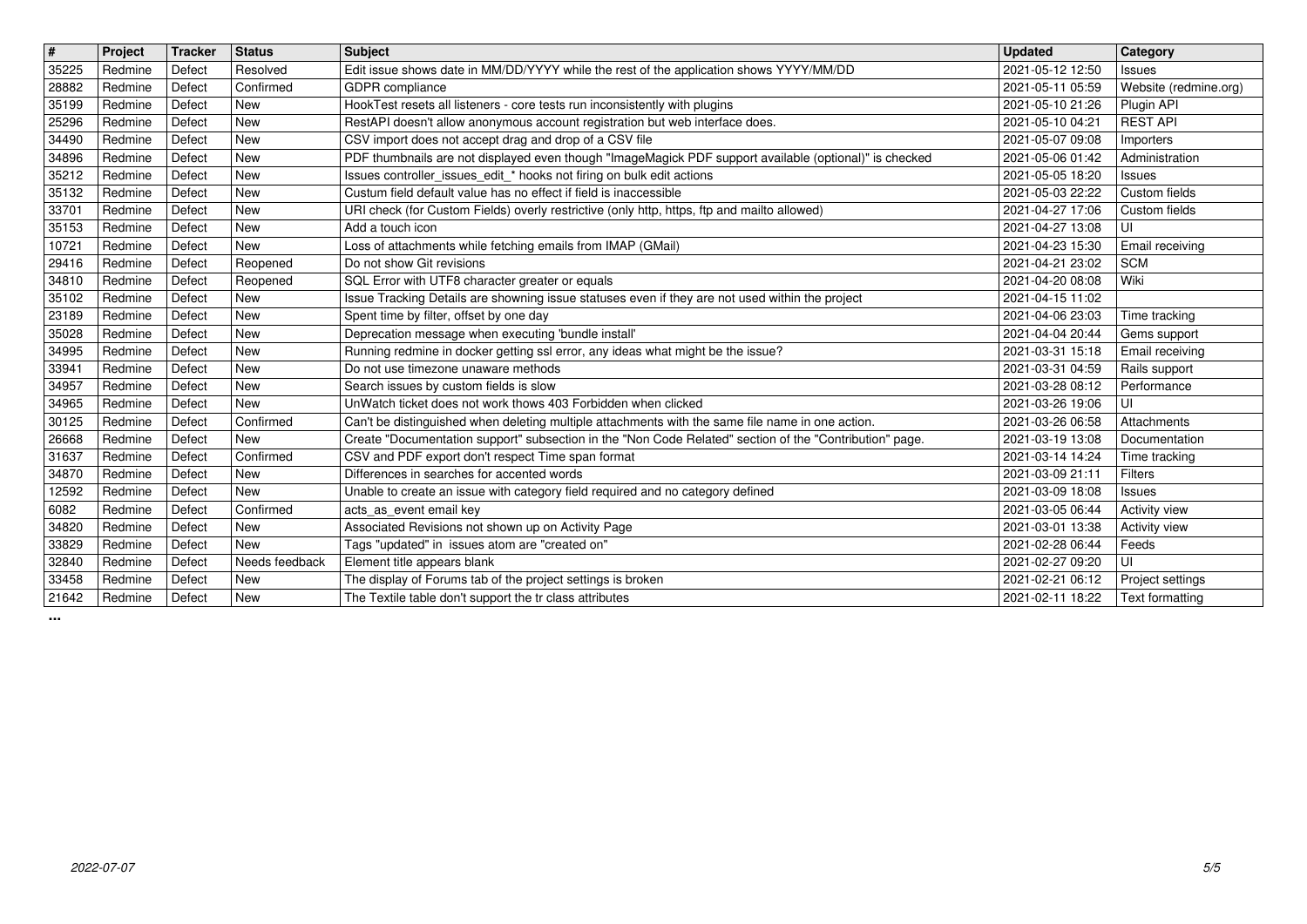| # | Project | Tracker | Status | Subject | Updated | Category |
| --- | --- | --- | --- | --- | --- | --- |
| 35225 | Redmine | Defect | Resolved | Edit issue shows date in MM/DD/YYYY while the rest of the application shows YYYY/MM/DD | 2021-05-12 12:50 | Issues |
| 28882 | Redmine | Defect | Confirmed | GDPR compliance | 2021-05-11 05:59 | Website (redmine.org) |
| 35199 | Redmine | Defect | New | HookTest resets all listeners - core tests run inconsistently with plugins | 2021-05-10 21:26 | Plugin API |
| 25296 | Redmine | Defect | New | RestAPI doesn't allow anonymous account registration but web interface does. | 2021-05-10 04:21 | REST API |
| 34490 | Redmine | Defect | New | CSV import does not accept drag and drop of a CSV file | 2021-05-07 09:08 | Importers |
| 34896 | Redmine | Defect | New | PDF thumbnails are not displayed even though "ImageMagick PDF support available (optional)" is checked | 2021-05-06 01:42 | Administration |
| 35212 | Redmine | Defect | New | Issues controller_issues_edit_* hooks not firing on bulk edit actions | 2021-05-05 18:20 | Issues |
| 35132 | Redmine | Defect | New | Custum field default value has no effect if field is inaccessible | 2021-05-03 22:22 | Custom fields |
| 33701 | Redmine | Defect | New | URI check (for Custom Fields) overly restrictive (only http, https, ftp and mailto allowed) | 2021-04-27 17:06 | Custom fields |
| 35153 | Redmine | Defect | New | Add a touch icon | 2021-04-27 13:08 | UI |
| 10721 | Redmine | Defect | New | Loss of attachments while fetching emails from IMAP (GMail) | 2021-04-23 15:30 | Email receiving |
| 29416 | Redmine | Defect | Reopened | Do not show Git revisions | 2021-04-21 23:02 | SCM |
| 34810 | Redmine | Defect | Reopened | SQL Error with UTF8 character greater or equals | 2021-04-20 08:08 | Wiki |
| 35102 | Redmine | Defect | New | Issue Tracking Details are showning issue statuses even if they are not used within the project | 2021-04-15 11:02 | |
| 23189 | Redmine | Defect | New | Spent time by filter, offset by one day | 2021-04-06 23:03 | Time tracking |
| 35028 | Redmine | Defect | New | Deprecation message when executing 'bundle install' | 2021-04-04 20:44 | Gems support |
| 34995 | Redmine | Defect | New | Running redmine in docker getting ssl error, any ideas what might be the issue? | 2021-03-31 15:18 | Email receiving |
| 33941 | Redmine | Defect | New | Do not use timezone unaware methods | 2021-03-31 04:59 | Rails support |
| 34957 | Redmine | Defect | New | Search issues by custom fields is slow | 2021-03-28 08:12 | Performance |
| 34965 | Redmine | Defect | New | UnWatch ticket does not work thows 403 Forbidden when clicked | 2021-03-26 19:06 | UI |
| 30125 | Redmine | Defect | Confirmed | Can't be distinguished when deleting multiple attachments with the same file name in one action. | 2021-03-26 06:58 | Attachments |
| 26668 | Redmine | Defect | New | Create "Documentation support" subsection in the "Non Code Related" section of the "Contribution" page. | 2021-03-19 13:08 | Documentation |
| 31637 | Redmine | Defect | Confirmed | CSV and PDF export don't respect Time span format | 2021-03-14 14:24 | Time tracking |
| 34870 | Redmine | Defect | New | Differences in searches for accented words | 2021-03-09 21:11 | Filters |
| 12592 | Redmine | Defect | New | Unable to create an issue with category field required and no category defined | 2021-03-09 18:08 | Issues |
| 6082 | Redmine | Defect | Confirmed | acts_as_event email key | 2021-03-05 06:44 | Activity view |
| 34820 | Redmine | Defect | New | Associated Revisions not shown up on Activity Page | 2021-03-01 13:38 | Activity view |
| 33829 | Redmine | Defect | New | Tags "updated" in issues atom are "created on" | 2021-02-28 06:44 | Feeds |
| 32840 | Redmine | Defect | Needs feedback | Element title appears blank | 2021-02-27 09:20 | UI |
| 33458 | Redmine | Defect | New | The display of Forums tab of the project settings is broken | 2021-02-21 06:12 | Project settings |
| 21642 | Redmine | Defect | New | The Textile table don't support the tr class attributes | 2021-02-11 18:22 | Text formatting |

...